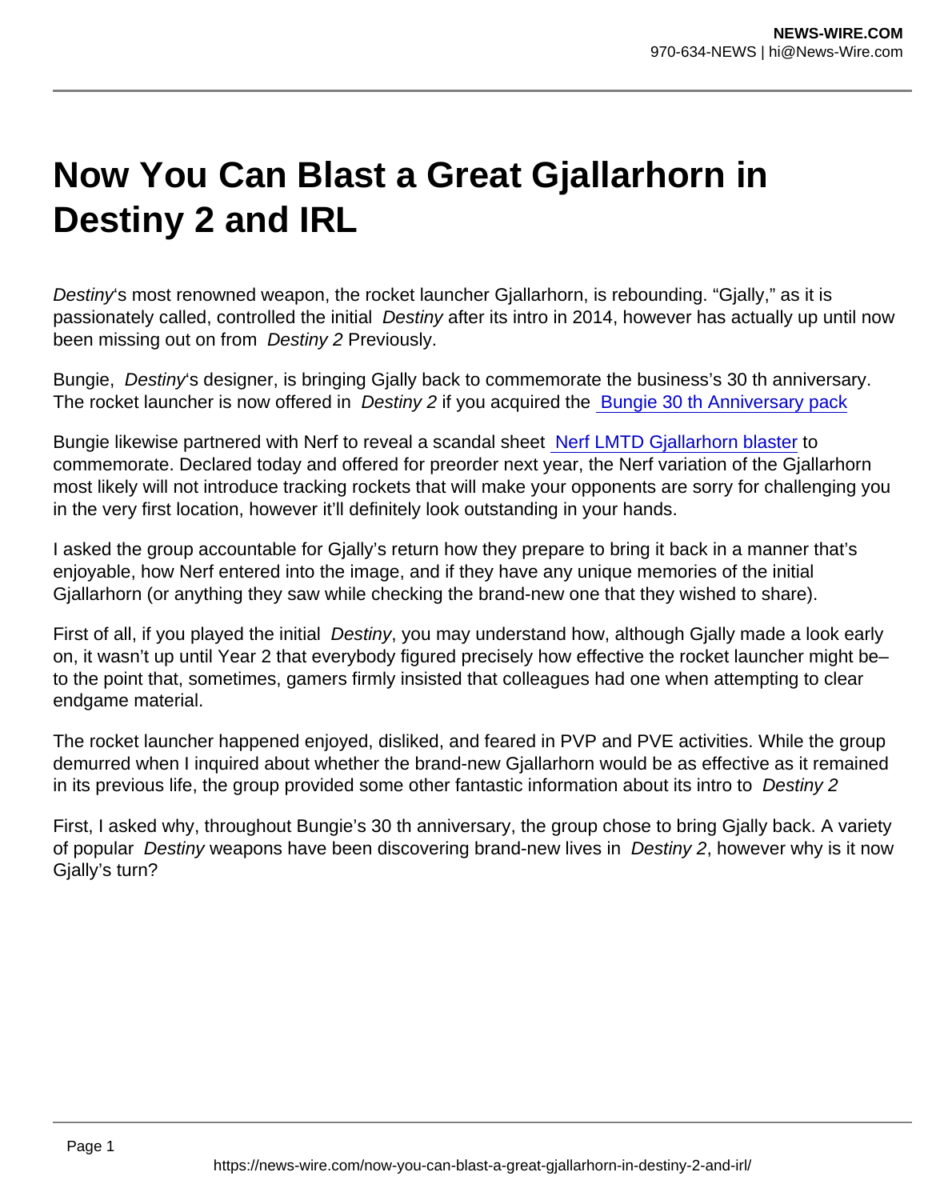# Now You Can Blast a Great Gjallarhorn in Destiny 2 and IRL

*Destiny*'s most renowned weapon, the rocket launcher Gjallarhorn, is rebounding. "Gjally," as it is passionately called, controlled the initial *Destiny* after its intro in 2014, however has actually up until now been missing out on from *Destiny 2* Previously.

Bungie, *Destiny*'s designer, is bringing Gjally back to commemorate the business's 30 th anniversary. The rocket launcher is now offered in *Destiny 2* if you acquired the Bungie 30 th Anniversary pack

Bungie likewise partnered with Nerf to reveal a scandal sheet Nerf LMTD Gjallarhorn blaster to commemorate. Declared today and offered for preorder next year, the Nerf variation of the Gjallarhorn most likely will not introduce tracking rockets that will make your opponents are sorry for challenging you in the very first location, however it'll definitely look outstanding in your hands.

I asked the group accountable for Gjally's return how they prepare to bring it back in a manner that's enjoyable, how Nerf entered into the image, and if they have any unique memories of the initial Gjallarhorn (or anything they saw while checking the brand-new one that they wished to share).

First of all, if you played the initial *Destiny*, you may understand how, although Gjally made a look early on, it wasn't up until Year 2 that everybody figured precisely how effective the rocket launcher might be– to the point that, sometimes, gamers firmly insisted that colleagues had one when attempting to clear endgame material.

The rocket launcher happened enjoyed, disliked, and feared in PVP and PVE activities. While the group demurred when I inquired about whether the brand-new Gjallarhorn would be as effective as it remained in its previous life, the group provided some other fantastic information about its intro to *Destiny 2*

First, I asked why, throughout Bungie's 30 th anniversary, the group chose to bring Gjally back. A variety of popular *Destiny* weapons have been discovering brand-new lives in *Destiny 2*, however why is it now Gjally's turn?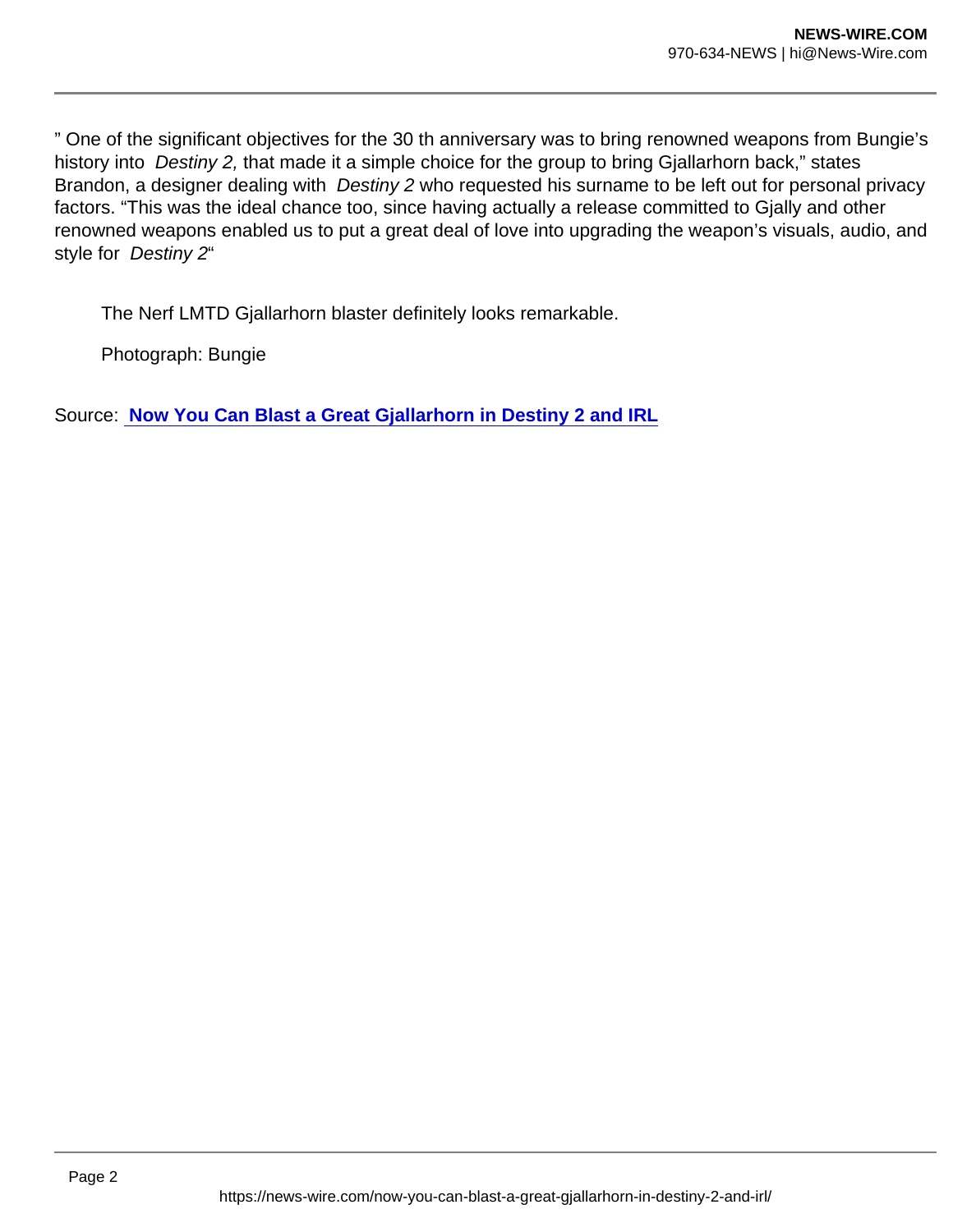” One of the significant objectives for the 30 th anniversary was to bring renowned weapons from Bungie’s history into *Destiny 2,* that made it a simple choice for the group to bring Gjallarhorn back,” states Brandon, a designer dealing with *Destiny 2* who requested his surname to be left out for personal privacy factors. “This was the ideal chance too, since having actually a release committed to Gjally and other renowned weapons enabled us to put a great deal of love into upgrading the weapon’s visuals, audio, and style for *Destiny 2*“

The Nerf LMTD Gjallarhorn blaster definitely looks remarkable.

Photograph: Bungie

Source: **[Now You Can Blast a Great Gjallarhorn in Destiny 2 and IRL](https://news-wire.com/now-you-can-blast-a-great-gjallarhorn-in-destiny-2-and-irl/)**